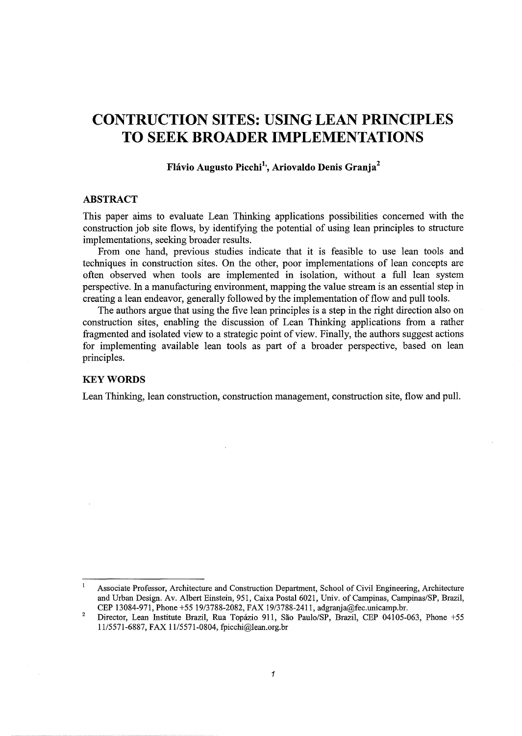# CONTRUCTION SITES: USING LEAN PRINCIPLES TO SEEK BROADER IMPLEMENTATIONS

**Flávio Augusto Picchi[1], Ariovaldo Denis Granja[2]**

## ABSTRACT

This paper aims to evaluate Lean Thinking applications possibilities concerned with the construction job site flows, by identifying the potential of using lean principles to structure implementations, seeking broader results.

From one hand, previous studies indicate that it is feasible to use lean tools and techniques in construction sites. On the other, poor implementations of lean concepts are often observed when tools are implemented in isolation, without a full lean system perspective. In a manufacturing environment, mapping the value stream is an essential step in creating a lean endeavor, generally followed by the implementation of flow and pull tools.

The authors argue that using the five lean principles is a step in the right direction also on construction sites, enabling the discussion of Lean Thinking applications from a rather fragmented and isolated view to a strategic point of view. Finally, the authors suggest actions for implementing available lean tools as part of a broader perspective, based on lean principles.

## KEY WORDS

Lean Thinking, lean construction, construction management, construction site, flow and pull.

---

[1] Associate Professor, Architecture and Construction Department, School of Civil Engineering, Architecture and Urban Design. Av. Albert Einstein, 951, Caixa Postal 6021, Univ. of Campinas, Campinas/SP, Brazil, CEP 13084-971, Phone +55 19/3788-2082, FAX 19/3788-2411, adgranja@fec.unicamp.br.

[2] Director, Lean Institute Brazil, Rua Topázio 911, São Paulo/SP, Brazil, CEP 04105-063, Phone +55 11/5571-6887, FAX 11/5571-0804, fpicchi@lean.org.br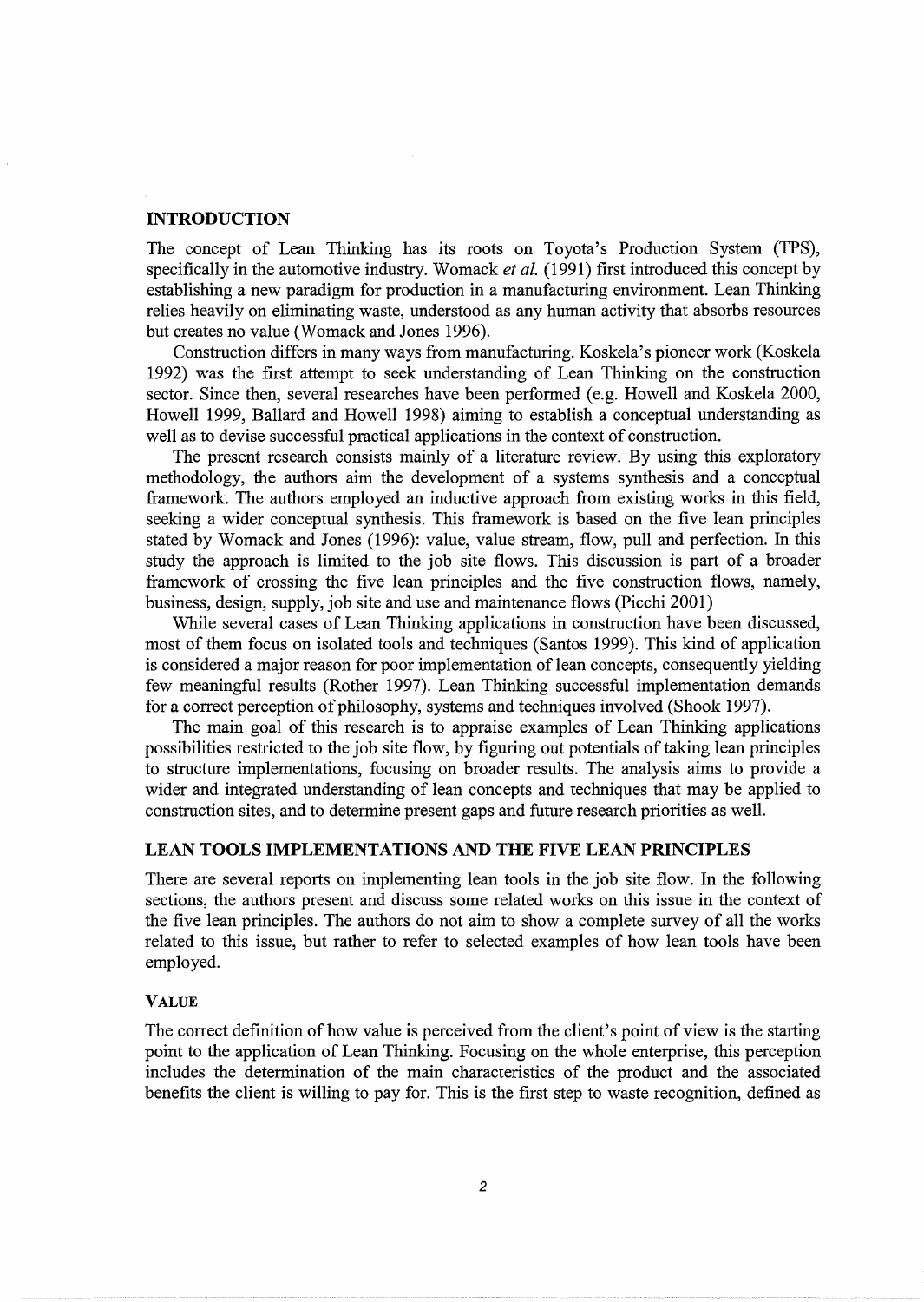## INTRODUCTION

The concept of Lean Thinking has its roots on Toyota's Production System (TPS), specifically in the automotive industry. Womack *et al.* (1991) first introduced this concept by establishing a new paradigm for production in a manufacturing environment. Lean Thinking relies heavily on eliminating waste, understood as any human activity that absorbs resources but creates no value (Womack and Jones 1996).

Construction differs in many ways from manufacturing. Koskela's pioneer work (Koskela 1992) was the first attempt to seek understanding of Lean Thinking on the construction sector. Since then, several researches have been performed (e.g. Howell and Koskela 2000, Howell 1999, Ballard and Howell 1998) aiming to establish a conceptual understanding as well as to devise successful practical applications in the context of construction.

The present research consists mainly of a literature review. By using this exploratory methodology, the authors aim the development of a systems synthesis and a conceptual framework. The authors employed an inductive approach from existing works in this field, seeking a wider conceptual synthesis. This framework is based on the five lean principles stated by Womack and Jones (1996): value, value stream, flow, pull and perfection. In this study the approach is limited to the job site flows. This discussion is part of a broader framework of crossing the five lean principles and the five construction flows, namely, business, design, supply, job site and use and maintenance flows (Picchi 2001)

While several cases of Lean Thinking applications in construction have been discussed, most of them focus on isolated tools and techniques (Santos 1999). This kind of application is considered a major reason for poor implementation of lean concepts, consequently yielding few meaningful results (Rother 1997). Lean Thinking successful implementation demands for a correct perception of philosophy, systems and techniques involved (Shook 1997).

The main goal of this research is to appraise examples of Lean Thinking applications possibilities restricted to the job site flow, by figuring out potentials of taking lean principles to structure implementations, focusing on broader results. The analysis aims to provide a wider and integrated understanding of lean concepts and techniques that may be applied to construction sites, and to determine present gaps and future research priorities as well.

## LEAN TOOLS IMPLEMENTATIONS AND THE FIVE LEAN PRINCIPLES

There are several reports on implementing lean tools in the job site flow. In the following sections, the authors present and discuss some related works on this issue in the context of the five lean principles. The authors do not aim to show a complete survey of all the works related to this issue, but rather to refer to selected examples of how lean tools have been employed.

### VALUE

The correct definition of how value is perceived from the client's point of view is the starting point to the application of Lean Thinking. Focusing on the whole enterprise, this perception includes the determination of the main characteristics of the product and the associated benefits the client is willing to pay for. This is the first step to waste recognition, defined as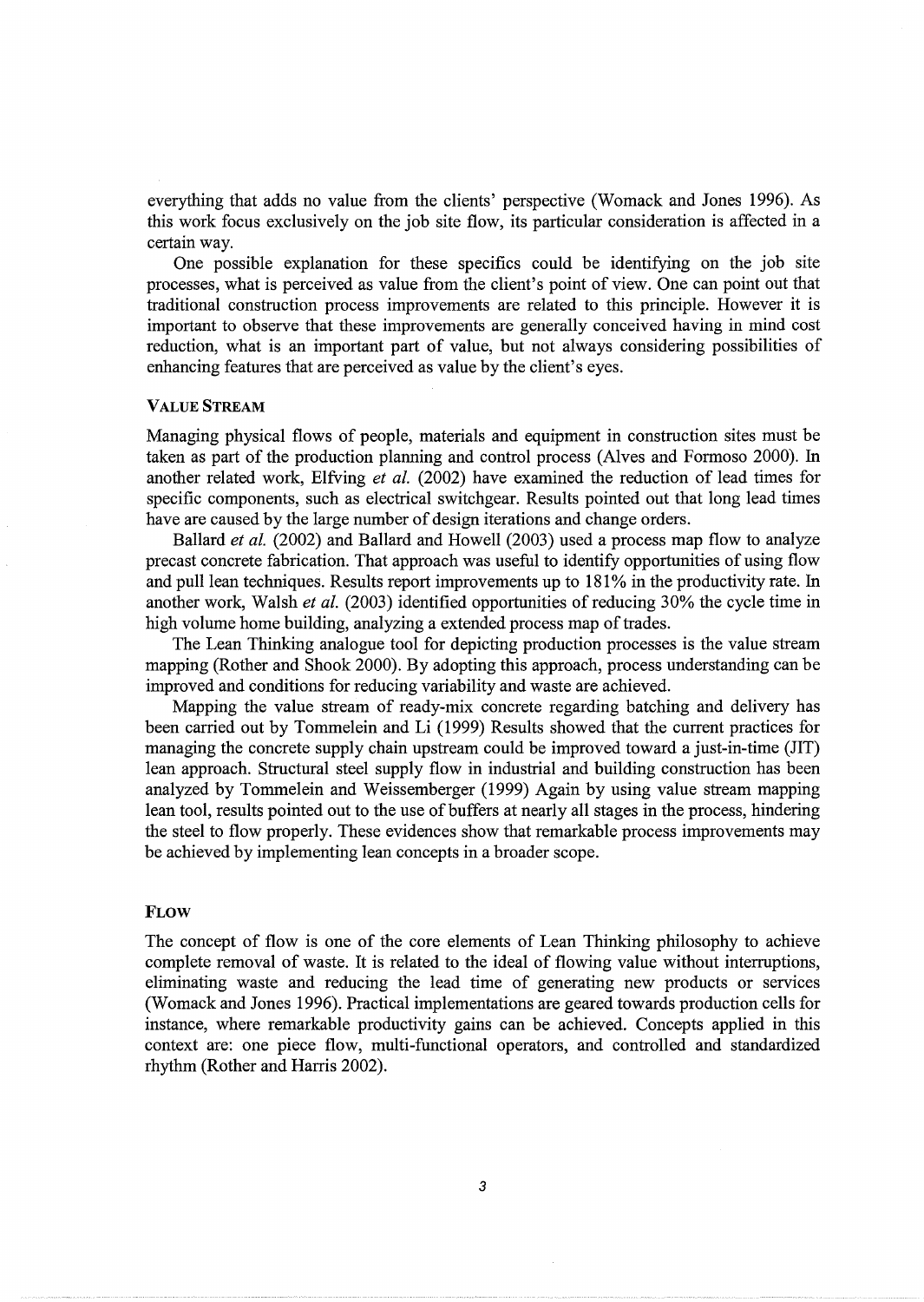everything that adds no value from the clients' perspective (Womack and Jones 1996). As this work focus exclusively on the job site flow, its particular consideration is affected in a certain way.

One possible explanation for these specifics could be identifying on the job site processes, what is perceived as value from the client's point of view. One can point out that traditional construction process improvements are related to this principle. However it is important to observe that these improvements are generally conceived having in mind cost reduction, what is an important part of value, but not always considering possibilities of enhancing features that are perceived as value by the client's eyes.

### VALUE STREAM

Managing physical flows of people, materials and equipment in construction sites must be taken as part of the production planning and control process (Alves and Formoso 2000). In another related work, Elfving *et al.* (2002) have examined the reduction of lead times for specific components, such as electrical switchgear. Results pointed out that long lead times have are caused by the large number of design iterations and change orders.

Ballard *et al.* (2002) and Ballard and Howell (2003) used a process map flow to analyze precast concrete fabrication. That approach was useful to identify opportunities of using flow and pull lean techniques. Results report improvements up to 181% in the productivity rate. In another work, Walsh *et al.* (2003) identified opportunities of reducing 30% the cycle time in high volume home building, analyzing a extended process map of trades.

The Lean Thinking analogue tool for depicting production processes is the value stream mapping (Rother and Shook 2000). By adopting this approach, process understanding can be improved and conditions for reducing variability and waste are achieved.

Mapping the value stream of ready-mix concrete regarding batching and delivery has been carried out by Tommelein and Li (1999) Results showed that the current practices for managing the concrete supply chain upstream could be improved toward a just-in-time (JIT) lean approach. Structural steel supply flow in industrial and building construction has been analyzed by Tommelein and Weissemberger (1999) Again by using value stream mapping lean tool, results pointed out to the use of buffers at nearly all stages in the process, hindering the steel to flow properly. These evidences show that remarkable process improvements may be achieved by implementing lean concepts in a broader scope.

### FLOW

The concept of flow is one of the core elements of Lean Thinking philosophy to achieve complete removal of waste. It is related to the ideal of flowing value without interruptions, eliminating waste and reducing the lead time of generating new products or services (Womack and Jones 1996). Practical implementations are geared towards production cells for instance, where remarkable productivity gains can be achieved. Concepts applied in this context are: one piece flow, multi-functional operators, and controlled and standardized rhythm (Rother and Harris 2002).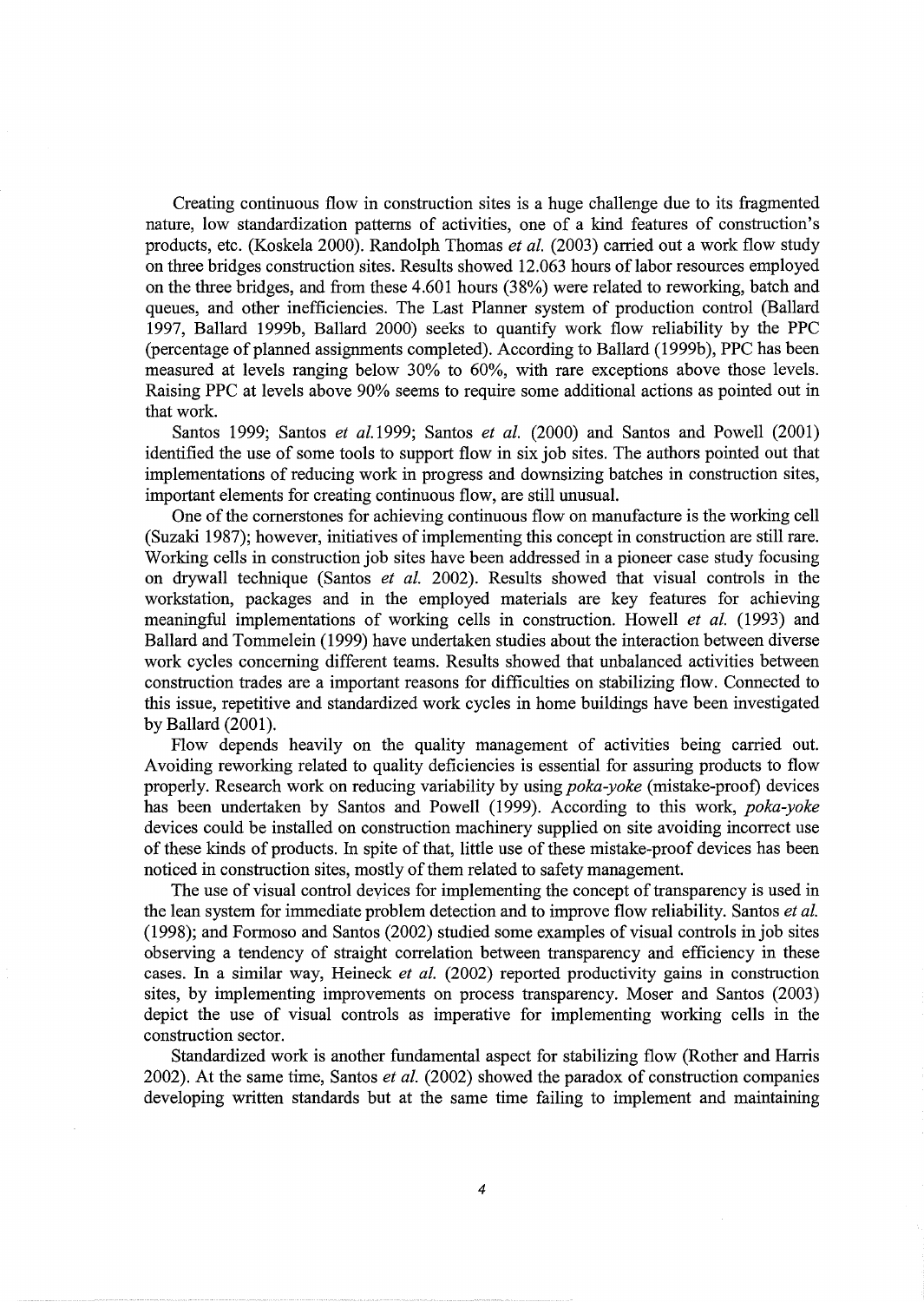Creating continuous flow in construction sites is a huge challenge due to its fragmented nature, low standardization patterns of activities, one of a kind features of construction's products, etc. (Koskela 2000). Randolph Thomas *et al.* (2003) carried out a work flow study on three bridges construction sites. Results showed 12.063 hours of labor resources employed on the three bridges, and from these 4.601 hours (38%) were related to reworking, batch and queues, and other inefficiencies. The Last Planner system of production control (Ballard 1997, Ballard 1999b, Ballard 2000) seeks to quantify work flow reliability by the PPC (percentage of planned assignments completed). According to Ballard (1999b), PPC has been measured at levels ranging below 30% to 60%, with rare exceptions above those levels. Raising PPC at levels above 90% seems to require some additional actions as pointed out in that work.

Santos 1999; Santos *et al.*1999; Santos *et al.* (2000) and Santos and Powell (2001) identified the use of some tools to support flow in six job sites. The authors pointed out that implementations of reducing work in progress and downsizing batches in construction sites, important elements for creating continuous flow, are still unusual.

One of the cornerstones for achieving continuous flow on manufacture is the working cell (Suzaki 1987); however, initiatives of implementing this concept in construction are still rare. Working cells in construction job sites have been addressed in a pioneer case study focusing on drywall technique (Santos *et al.* 2002). Results showed that visual controls in the workstation, packages and in the employed materials are key features for achieving meaningful implementations of working cells in construction. Howell *et al.* (1993) and Ballard and Tommelein (1999) have undertaken studies about the interaction between diverse work cycles concerning different teams. Results showed that unbalanced activities between construction trades are a important reasons for difficulties on stabilizing flow. Connected to this issue, repetitive and standardized work cycles in home buildings have been investigated by Ballard (2001).

Flow depends heavily on the quality management of activities being carried out. Avoiding reworking related to quality deficiencies is essential for assuring products to flow properly. Research work on reducing variability by using *poka-yoke* (mistake-proof) devices has been undertaken by Santos and Powell (1999). According to this work, *poka-yoke* devices could be installed on construction machinery supplied on site avoiding incorrect use of these kinds of products. In spite of that, little use of these mistake-proof devices has been noticed in construction sites, mostly of them related to safety management.

The use of visual control devices for implementing the concept of transparency is used in the lean system for immediate problem detection and to improve flow reliability. Santos *et al.* (1998); and Formoso and Santos (2002) studied some examples of visual controls in job sites observing a tendency of straight correlation between transparency and efficiency in these cases. In a similar way, Heineck *et al.* (2002) reported productivity gains in construction sites, by implementing improvements on process transparency. Moser and Santos (2003) depict the use of visual controls as imperative for implementing working cells in the construction sector.

Standardized work is another fundamental aspect for stabilizing flow (Rother and Harris 2002). At the same time, Santos *et al.* (2002) showed the paradox of construction companies developing written standards but at the same time failing to implement and maintaining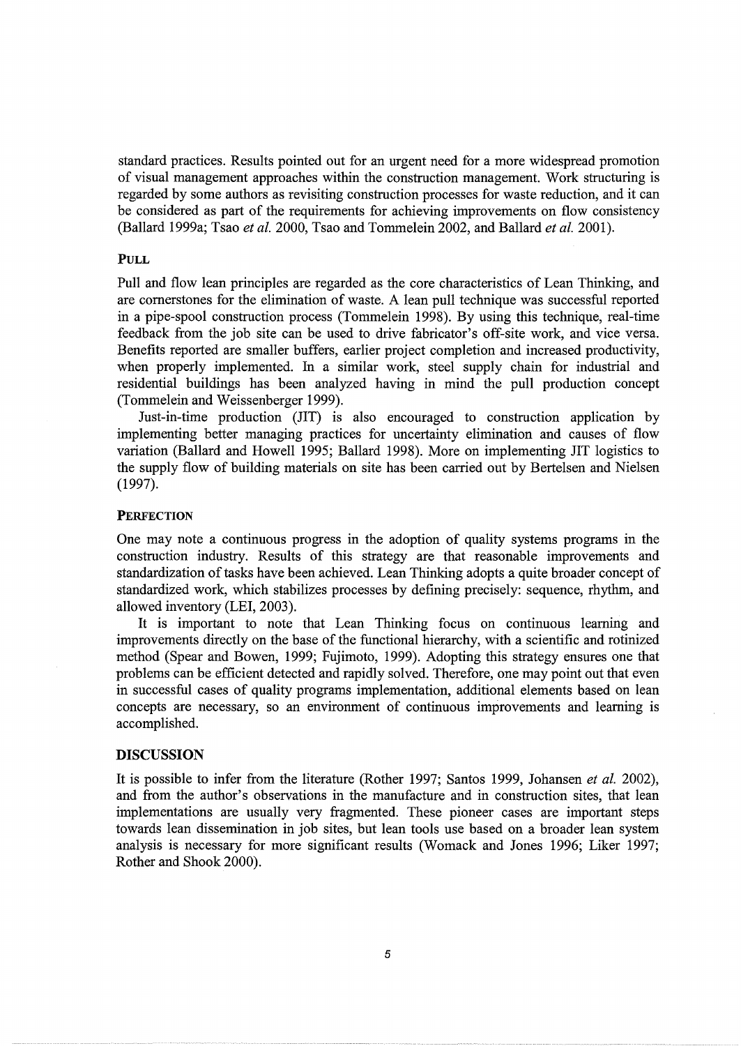standard practices. Results pointed out for an urgent need for a more widespread promotion of visual management approaches within the construction management. Work structuring is regarded by some authors as revisiting construction processes for waste reduction, and it can be considered as part of the requirements for achieving improvements on flow consistency (Ballard 1999a; Tsao *et al.* 2000, Tsao and Tommelein 2002, and Ballard *et al.* 2001).

### PULL

Pull and flow lean principles are regarded as the core characteristics of Lean Thinking, and are cornerstones for the elimination of waste. A lean pull technique was successful reported in a pipe-spool construction process (Tommelein 1998). By using this technique, real-time feedback from the job site can be used to drive fabricator's off-site work, and vice versa. Benefits reported are smaller buffers, earlier project completion and increased productivity, when properly implemented. In a similar work, steel supply chain for industrial and residential buildings has been analyzed having in mind the pull production concept (Tommelein and Weissenberger 1999).

Just-in-time production (JIT) is also encouraged to construction application by implementing better managing practices for uncertainty elimination and causes of flow variation (Ballard and Howell 1995; Ballard 1998). More on implementing JIT logistics to the supply flow of building materials on site has been carried out by Bertelsen and Nielsen (1997).

### PERFECTION

One may note a continuous progress in the adoption of quality systems programs in the construction industry. Results of this strategy are that reasonable improvements and standardization of tasks have been achieved. Lean Thinking adopts a quite broader concept of standardized work, which stabilizes processes by defining precisely: sequence, rhythm, and allowed inventory (LEI, 2003).

It is important to note that Lean Thinking focus on continuous learning and improvements directly on the base of the functional hierarchy, with a scientific and rotinized method (Spear and Bowen, 1999; Fujimoto, 1999). Adopting this strategy ensures one that problems can be efficient detected and rapidly solved. Therefore, one may point out that even in successful cases of quality programs implementation, additional elements based on lean concepts are necessary, so an environment of continuous improvements and learning is accomplished.

## DISCUSSION

It is possible to infer from the literature (Rother 1997; Santos 1999, Johansen *et al.* 2002), and from the author's observations in the manufacture and in construction sites, that lean implementations are usually very fragmented. These pioneer cases are important steps towards lean dissemination in job sites, but lean tools use based on a broader lean system analysis is necessary for more significant results (Womack and Jones 1996; Liker 1997; Rother and Shook 2000).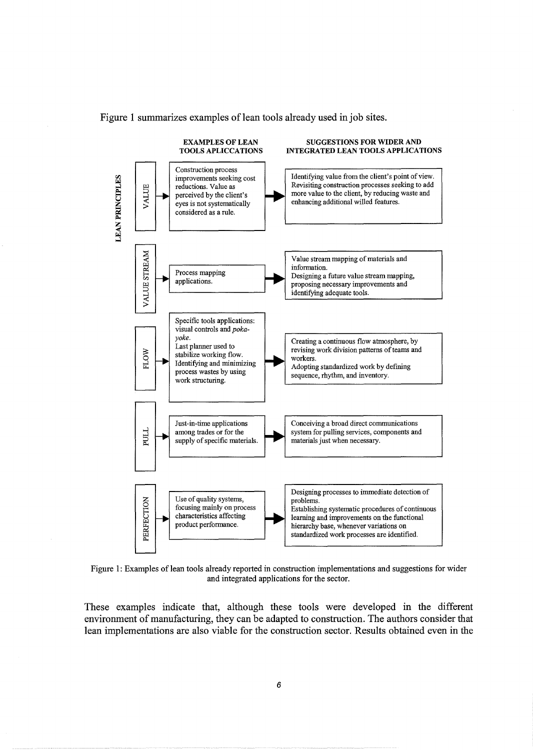Figure 1 summarizes examples of lean tools already used in job sites.

LEAN PRINCIPLES

EXAMPLES OF LEAN TOOLS APLICCATIONS

SUGGESTIONS FOR WIDER AND INTEGRATED LEAN TOOLS APPLICATIONS

VALUE

Construction process improvements seeking cost reductions. Value as perceived by the client's eyes is not systematically considered as a rule.

Identifying value from the client's point of view. Revisiting construction processes seeking to add more value to the client, by reducing waste and enhancing additional willed features.

VALUE STREAM

Process mapping applications.

Value stream mapping of materials and information.
Designing a future value stream mapping, proposing necessary improvements and identifying adequate tools.

FLOW

Specific tools applications: visual controls and *poka-yoke*.
Last planner used to stabilize working flow.
Identifying and minimizing process wastes by using work structuring.

Creating a continuous flow atmosphere, by revising work division patterns of teams and workers.
Adopting standardized work by defining sequence, rhythm, and inventory.

PULL

Just-in-time applications among trades or for the supply of specific materials.

Conceiving a broad direct communications system for pulling services, components and materials just when necessary.

PERFECTION

Use of quality systems, focusing mainly on process characteristics affecting product performance.

Designing processes to immediate detection of problems.
Establishing systematic procedures of continuous learning and improvements on the functional hierarchy base, whenever variations on standardized work processes are identified.

Figure 1: Examples of lean tools already reported in construction implementations and suggestions for wider and integrated applications for the sector.

These examples indicate that, although these tools were developed in the different environment of manufacturing, they can be adapted to construction. The authors consider that lean implementations are also viable for the construction sector. Results obtained even in the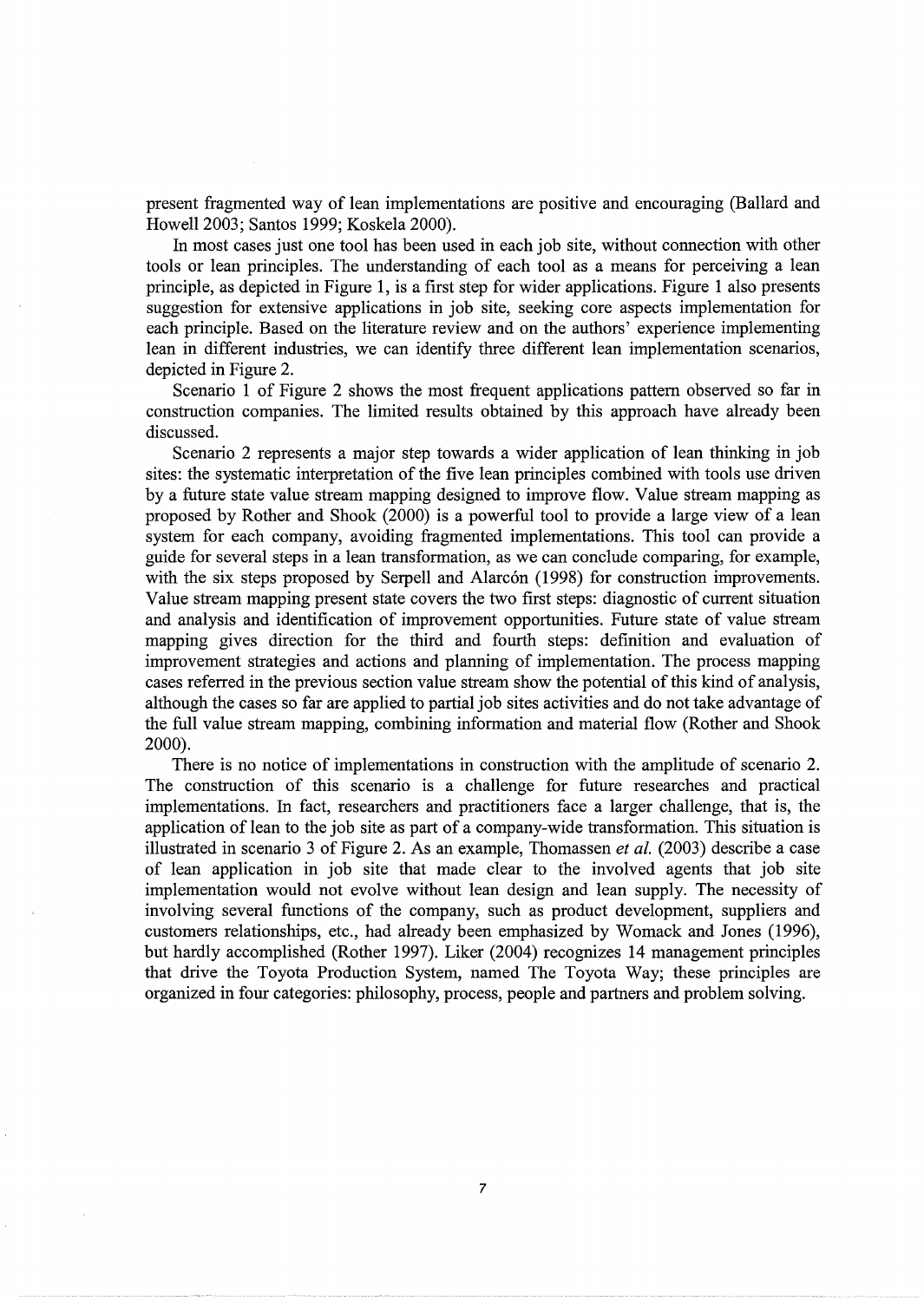present fragmented way of lean implementations are positive and encouraging (Ballard and Howell 2003; Santos 1999; Koskela 2000).

In most cases just one tool has been used in each job site, without connection with other tools or lean principles. The understanding of each tool as a means for perceiving a lean principle, as depicted in Figure 1, is a first step for wider applications. Figure 1 also presents suggestion for extensive applications in job site, seeking core aspects implementation for each principle. Based on the literature review and on the authors' experience implementing lean in different industries, we can identify three different lean implementation scenarios, depicted in Figure 2.

Scenario 1 of Figure 2 shows the most frequent applications pattern observed so far in construction companies. The limited results obtained by this approach have already been discussed.

Scenario 2 represents a major step towards a wider application of lean thinking in job sites: the systematic interpretation of the five lean principles combined with tools use driven by a future state value stream mapping designed to improve flow. Value stream mapping as proposed by Rother and Shook (2000) is a powerful tool to provide a large view of a lean system for each company, avoiding fragmented implementations. This tool can provide a guide for several steps in a lean transformation, as we can conclude comparing, for example, with the six steps proposed by Serpell and Alarcón (1998) for construction improvements. Value stream mapping present state covers the two first steps: diagnostic of current situation and analysis and identification of improvement opportunities. Future state of value stream mapping gives direction for the third and fourth steps: definition and evaluation of improvement strategies and actions and planning of implementation. The process mapping cases referred in the previous section value stream show the potential of this kind of analysis, although the cases so far are applied to partial job sites activities and do not take advantage of the full value stream mapping, combining information and material flow (Rother and Shook 2000).

There is no notice of implementations in construction with the amplitude of scenario 2. The construction of this scenario is a challenge for future researches and practical implementations. In fact, researchers and practitioners face a larger challenge, that is, the application of lean to the job site as part of a company-wide transformation. This situation is illustrated in scenario 3 of Figure 2. As an example, Thomassen *et al.* (2003) describe a case of lean application in job site that made clear to the involved agents that job site implementation would not evolve without lean design and lean supply. The necessity of involving several functions of the company, such as product development, suppliers and customers relationships, etc., had already been emphasized by Womack and Jones (1996), but hardly accomplished (Rother 1997). Liker (2004) recognizes 14 management principles that drive the Toyota Production System, named The Toyota Way; these principles are organized in four categories: philosophy, process, people and partners and problem solving.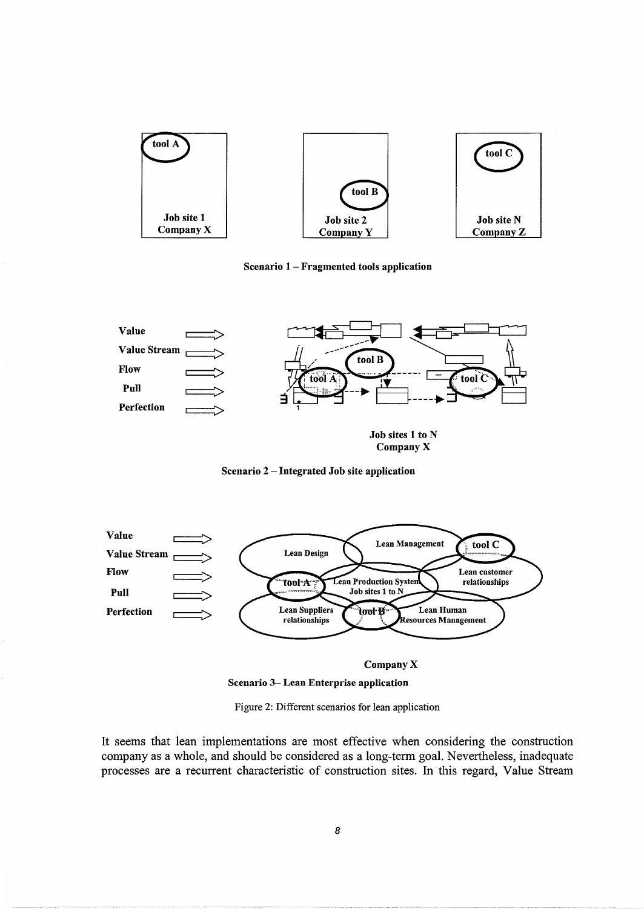tool A

Job site 1
Company X

tool B

Job site 2
Company Y

tool C

Job site N
Company Z

**Scenario 1 – Fragmented tools application**

Value
Value Stream
Flow
Pull
Perfection

tool B
tool A
tool C

Job sites 1 to N
Company X

**Scenario 2 – Integrated Job site application**

Value
Value Stream
Flow
Pull
Perfection

Lean Design
Lean Management
tool C
Lean customer relationships
tool A
Lean Production System
Job sites 1 to N
Lean Suppliers relationships
tool B
Lean Human Resources Management

Company X

**Scenario 3– Lean Enterprise application**

Figure 2: Different scenarios for lean application

It seems that lean implementations are most effective when considering the construction company as a whole, and should be considered as a long-term goal. Nevertheless, inadequate processes are a recurrent characteristic of construction sites. In this regard, Value Stream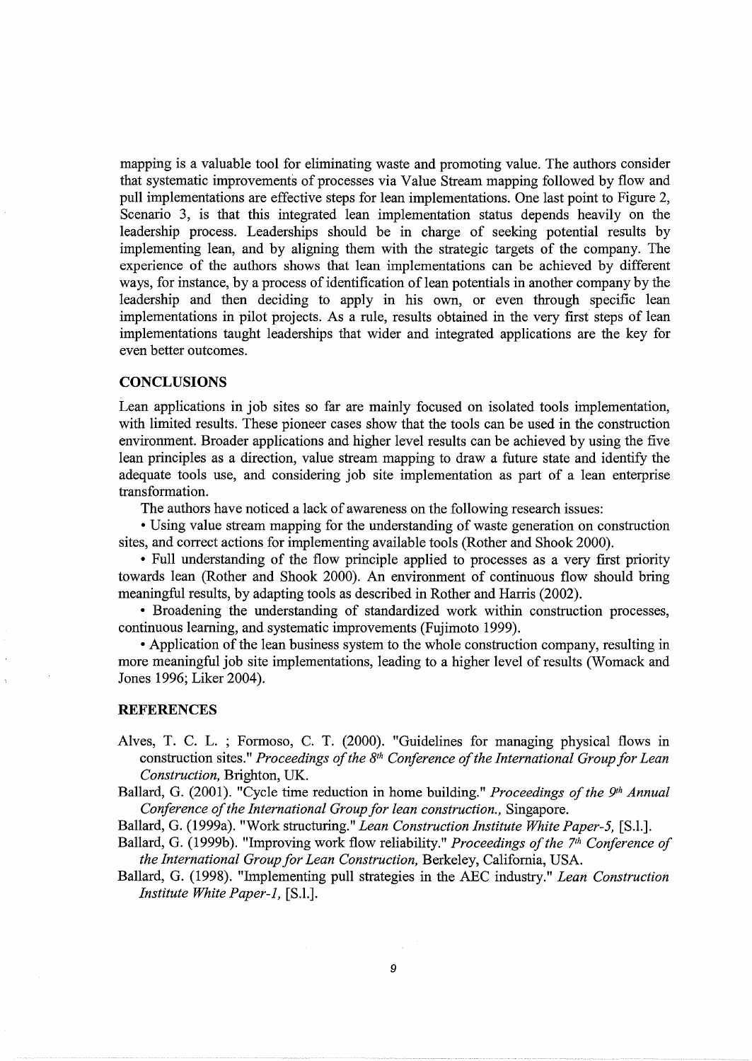mapping is a valuable tool for eliminating waste and promoting value. The authors consider that systematic improvements of processes via Value Stream mapping followed by flow and pull implementations are effective steps for lean implementations. One last point to Figure 2, Scenario 3, is that this integrated lean implementation status depends heavily on the leadership process. Leaderships should be in charge of seeking potential results by implementing lean, and by aligning them with the strategic targets of the company. The experience of the authors shows that lean implementations can be achieved by different ways, for instance, by a process of identification of lean potentials in another company by the leadership and then deciding to apply in his own, or even through specific lean implementations in pilot projects. As a rule, results obtained in the very first steps of lean implementations taught leaderships that wider and integrated applications are the key for even better outcomes.

## CONCLUSIONS

Lean applications in job sites so far are mainly focused on isolated tools implementation, with limited results. These pioneer cases show that the tools can be used in the construction environment. Broader applications and higher level results can be achieved by using the five lean principles as a direction, value stream mapping to draw a future state and identify the adequate tools use, and considering job site implementation as part of a lean enterprise transformation.

The authors have noticed a lack of awareness on the following research issues:

- Using value stream mapping for the understanding of waste generation on construction sites, and correct actions for implementing available tools (Rother and Shook 2000).
- Full understanding of the flow principle applied to processes as a very first priority towards lean (Rother and Shook 2000). An environment of continuous flow should bring meaningful results, by adapting tools as described in Rother and Harris (2002).
- Broadening the understanding of standardized work within construction processes, continuous learning, and systematic improvements (Fujimoto 1999).
- Application of the lean business system to the whole construction company, resulting in more meaningful job site implementations, leading to a higher level of results (Womack and Jones 1996; Liker 2004).

## REFERENCES

Alves, T. C. L. ; Formoso, C. T. (2000). "Guidelines for managing physical flows in construction sites." *Proceedings of the 8th Conference of the International Group for Lean Construction,* Brighton, UK.

Ballard, G. (2001). "Cycle time reduction in home building." *Proceedings of the 9th Annual Conference of the International Group for lean construction.,* Singapore.

Ballard, G. (1999a). "Work structuring." *Lean Construction Institute White Paper-5,* [S.l.].

Ballard, G. (1999b). "Improving work flow reliability." *Proceedings of the 7th Conference of the International Group for Lean Construction,* Berkeley, California, USA.

Ballard, G. (1998). "Implementing pull strategies in the AEC industry." *Lean Construction Institute White Paper-1,* [S.l.].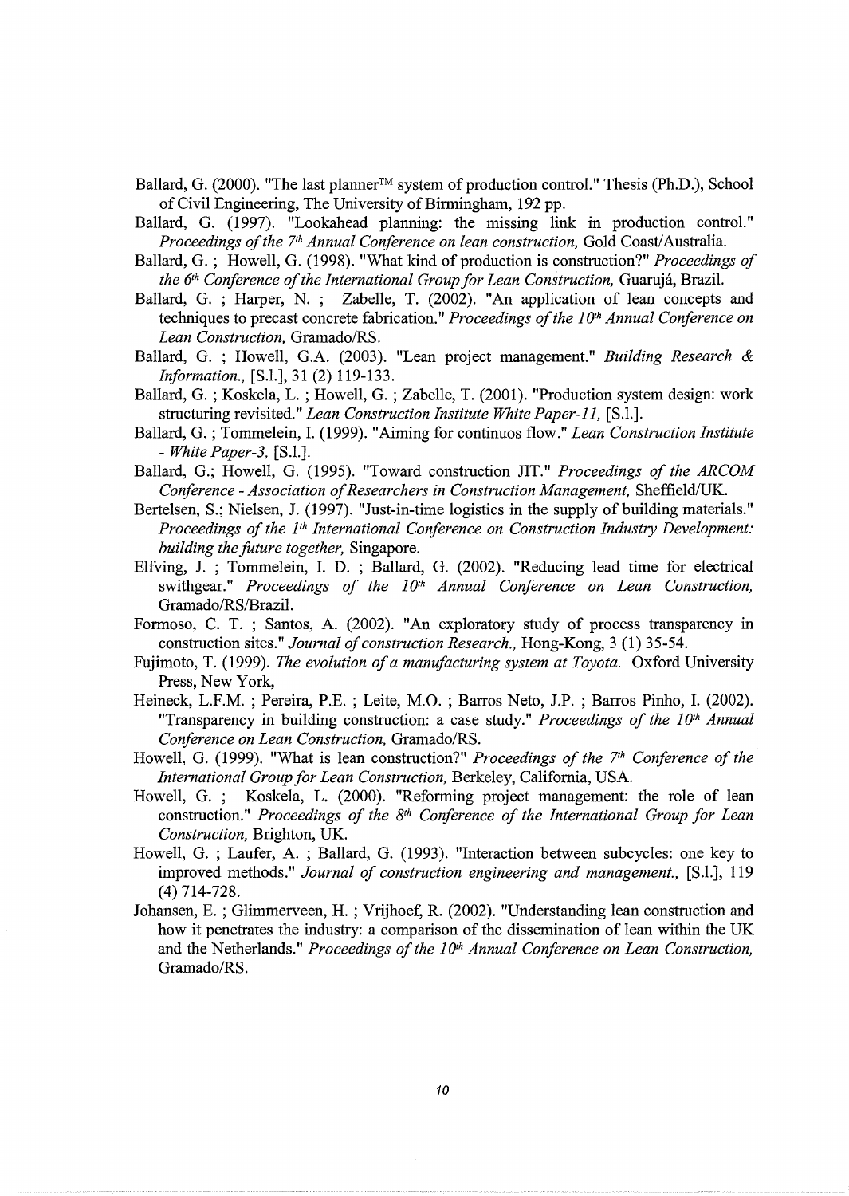Ballard, G. (2000). "The last planner™ system of production control." Thesis (Ph.D.), School of Civil Engineering, The University of Birmingham, 192 pp.

Ballard, G. (1997). "Lookahead planning: the missing link in production control." *Proceedings of the 7th Annual Conference on lean construction,* Gold Coast/Australia.

Ballard, G. ; Howell, G. (1998). "What kind of production is construction?" *Proceedings of the 6th Conference of the International Group for Lean Construction,* Guarujá, Brazil.

Ballard, G. ; Harper, N. ; Zabelle, T. (2002). "An application of lean concepts and techniques to precast concrete fabrication." *Proceedings of the 10th Annual Conference on Lean Construction,* Gramado/RS.

Ballard, G. ; Howell, G.A. (2003). "Lean project management." *Building Research & Information.,* [S.l.], 31 (2) 119-133.

Ballard, G. ; Koskela, L. ; Howell, G. ; Zabelle, T. (2001). "Production system design: work structuring revisited." *Lean Construction Institute White Paper-11,* [S.l.].

Ballard, G. ; Tommelein, I. (1999). "Aiming for continuos flow." *Lean Construction Institute - White Paper-3,* [S.l.].

Ballard, G.; Howell, G. (1995). "Toward construction JIT." *Proceedings of the ARCOM Conference - Association of Researchers in Construction Management,* Sheffield/UK.

Bertelsen, S.; Nielsen, J. (1997). "Just-in-time logistics in the supply of building materials." *Proceedings of the 1th International Conference on Construction Industry Development: building the future together,* Singapore.

Elfving, J. ; Tommelein, I. D. ; Ballard, G. (2002). "Reducing lead time for electrical swithgear." *Proceedings of the 10th Annual Conference on Lean Construction,* Gramado/RS/Brazil.

Formoso, C. T. ; Santos, A. (2002). "An exploratory study of process transparency in construction sites." *Journal of construction Research.,* Hong-Kong, 3 (1) 35-54.

Fujimoto, T. (1999). *The evolution of a manufacturing system at Toyota.* Oxford University Press, New York,

Heineck, L.F.M. ; Pereira, P.E. ; Leite, M.O. ; Barros Neto, J.P. ; Barros Pinho, I. (2002). "Transparency in building construction: a case study." *Proceedings of the 10th Annual Conference on Lean Construction,* Gramado/RS.

Howell, G. (1999). "What is lean construction?" *Proceedings of the 7th Conference of the International Group for Lean Construction,* Berkeley, California, USA.

Howell, G. ; Koskela, L. (2000). "Reforming project management: the role of lean construction." *Proceedings of the 8th Conference of the International Group for Lean Construction,* Brighton, UK.

Howell, G. ; Laufer, A. ; Ballard, G. (1993). "Interaction between subcycles: one key to improved methods." *Journal of construction engineering and management.,* [S.l.], 119 (4) 714-728.

Johansen, E. ; Glimmerveen, H. ; Vrijhoef, R. (2002). "Understanding lean construction and how it penetrates the industry: a comparison of the dissemination of lean within the UK and the Netherlands." *Proceedings of the 10th Annual Conference on Lean Construction,* Gramado/RS.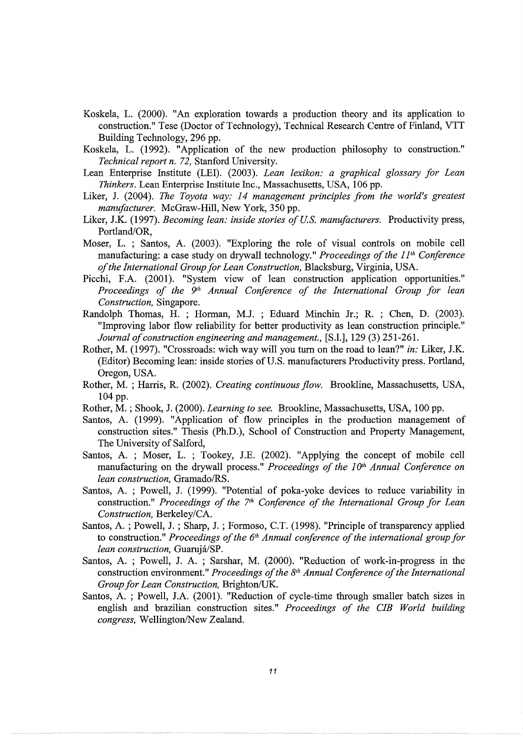Koskela, L. (2000). "An exploration towards a production theory and its application to construction." Tese (Doctor of Technology), Technical Research Centre of Finland, VTT Building Technology, 296 pp.

Koskela, L. (1992). "Application of the new production philosophy to construction." *Technical report n. 72,* Stanford University.

Lean Enterprise Institute (LEI). (2003). *Lean lexikon: a graphical glossary for Lean Thinkers*. Lean Enterprise Institute Inc., Massachusetts, USA, 106 pp.

Liker, J. (2004). *The Toyota way: 14 management principles from the world's greatest manufacturer.* McGraw-Hill, New York, 350 pp.

Liker, J.K. (1997). *Becoming lean: inside stories of U.S. manufacturers.* Productivity press, Portland/OR,

Moser, L. ; Santos, A. (2003). "Exploring the role of visual controls on mobile cell manufacturing: a case study on drywall technology." *Proceedings of the 11th Conference of the International Group for Lean Construction,* Blacksburg, Virginia, USA.

Picchi, F.A. (2001). "System view of lean construction application opportunities." *Proceedings of the 9th Annual Conference of the International Group for lean Construction,* Singapore.

Randolph Thomas, H. ; Horman, M.J. ; Eduard Minchin Jr.; R. ; Chen, D. (2003). "Improving labor flow reliability for better productivity as lean construction principle." *Journal of construction engineering and management.,* [S.l.], 129 (3) 251-261.

Rother, M. (1997). "Crossroads: wich way will you turn on the road to lean?" *in:* Liker, J.K. (Editor) Becoming lean: inside stories of U.S. manufacturers Productivity press. Portland, Oregon, USA.

Rother, M. ; Harris, R. (2002). *Creating continuous flow.* Brookline, Massachusetts, USA, 104 pp.

Rother, M. ; Shook, J. (2000). *Learning to see.* Brookline, Massachusetts, USA, 100 pp.

Santos, A. (1999). "Application of flow principles in the production management of construction sites." Thesis (Ph.D.), School of Construction and Property Management, The University of Salford,

Santos, A. ; Moser, L. ; Tookey, J.E. (2002). "Applying the concept of mobile cell manufacturing on the drywall process." *Proceedings of the 10th Annual Conference on lean construction,* Gramado/RS.

Santos, A. ; Powell, J. (1999). "Potential of poka-yoke devices to reduce variability in construction." *Proceedings of the 7th Conference of the International Group for Lean Construction,* Berkeley/CA.

Santos, A. ; Powell, J. ; Sharp, J. ; Formoso, C.T. (1998). "Principle of transparency applied to construction." *Proceedings of the 6th Annual conference of the international group for lean construction,* Guarujá/SP.

Santos, A. ; Powell, J. A. ; Sarshar, M. (2000). "Reduction of work-in-progress in the construction environment." *Proceedings of the 8th Annual Conference of the International Group for Lean Construction,* Brighton/UK.

Santos, A. ; Powell, J.A. (2001). "Reduction of cycle-time through smaller batch sizes in english and brazilian construction sites." *Proceedings of the CIB World building congress,* Wellington/New Zealand.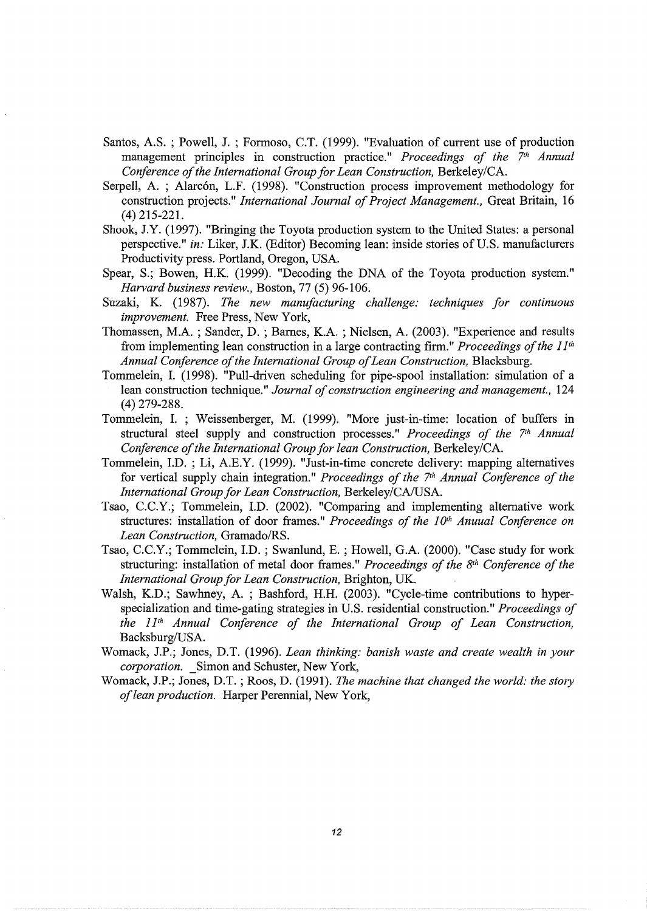Santos, A.S. ; Powell, J. ; Formoso, C.T. (1999). "Evaluation of current use of production management principles in construction practice." *Proceedings of the 7th Annual Conference of the International Group for Lean Construction,* Berkeley/CA.

Serpell, A. ; Alarcón, L.F. (1998). "Construction process improvement methodology for construction projects." *International Journal of Project Management.,* Great Britain, 16 (4) 215-221.

Shook, J.Y. (1997). "Bringing the Toyota production system to the United States: a personal perspective." *in:* Liker, J.K. (Editor) Becoming lean: inside stories of U.S. manufacturers Productivity press. Portland, Oregon, USA.

Spear, S.; Bowen, H.K. (1999). "Decoding the DNA of the Toyota production system." *Harvard business review.,* Boston, 77 (5) 96-106.

Suzaki, K. (1987). *The new manufacturing challenge: techniques for continuous improvement.* Free Press, New York,

Thomassen, M.A. ; Sander, D. ; Barnes, K.A. ; Nielsen, A. (2003). "Experience and results from implementing lean construction in a large contracting firm." *Proceedings of the 11th Annual Conference of the International Group of Lean Construction,* Blacksburg.

Tommelein, I. (1998). "Pull-driven scheduling for pipe-spool installation: simulation of a lean construction technique." *Journal of construction engineering and management.,* 124 (4) 279-288.

Tommelein, I. ; Weissenberger, M. (1999). "More just-in-time: location of buffers in structural steel supply and construction processes." *Proceedings of the 7th Annual Conference of the International Group for lean Construction,* Berkeley/CA.

Tommelein, I.D. ; Li, A.E.Y. (1999). "Just-in-time concrete delivery: mapping alternatives for vertical supply chain integration." *Proceedings of the 7th Annual Conference of the International Group for Lean Construction,* Berkeley/CA/USA.

Tsao, C.C.Y.; Tommelein, I.D. (2002). "Comparing and implementing alternative work structures: installation of door frames." *Proceedings of the 10th Anuual Conference on Lean Construction,* Gramado/RS.

Tsao, C.C.Y.; Tommelein, I.D. ; Swanlund, E. ; Howell, G.A. (2000). "Case study for work structuring: installation of metal door frames." *Proceedings of the 8th Conference of the International Group for Lean Construction,* Brighton, UK.

Walsh, K.D.; Sawhney, A. ; Bashford, H.H. (2003). "Cycle-time contributions to hyper-specialization and time-gating strategies in U.S. residential construction." *Proceedings of the 11th Annual Conference of the International Group of Lean Construction,* Backsburg/USA.

Womack, J.P.; Jones, D.T. (1996). *Lean thinking: banish waste and create wealth in your corporation.* _Simon and Schuster, New York,

Womack, J.P.; Jones, D.T. ; Roos, D. (1991). *The machine that changed the world: the story of lean production.* Harper Perennial, New York,